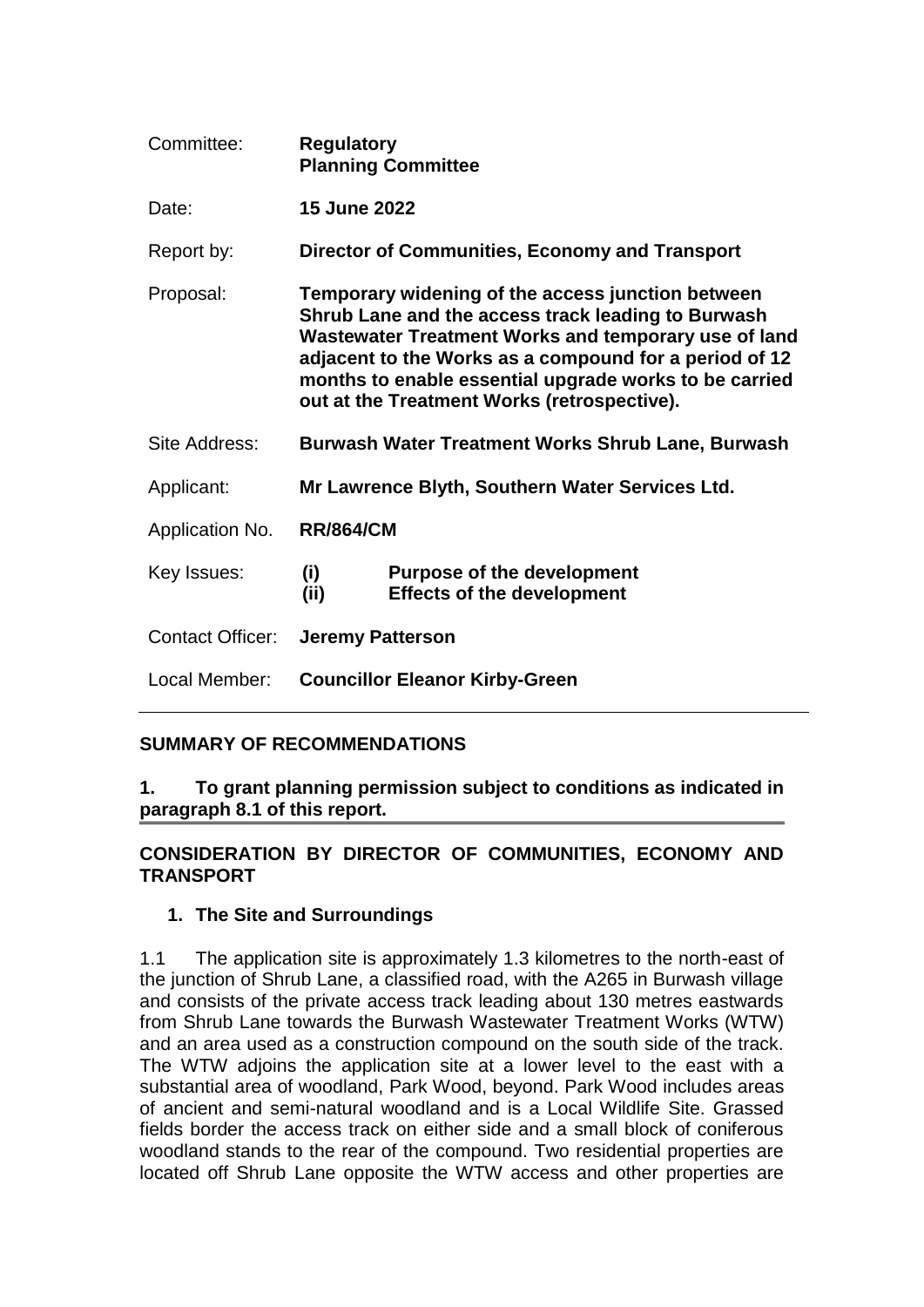| | | |
|---|---|---|
| Committee: | **Regulatory Planning Committee** | |
| Date: | **15 June 2022** | |
| Report by: | **Director of Communities, Economy and Transport** | |
| Proposal: | **Temporary widening of the access junction between Shrub Lane and the access track leading to Burwash Wastewater Treatment Works and temporary use of land adjacent to the Works as a compound for a period of 12 months to enable essential upgrade works to be carried out at the Treatment Works (retrospective).** | |
| Site Address: | **Burwash Water Treatment Works Shrub Lane, Burwash** | |
| Applicant: | **Mr Lawrence Blyth, Southern Water Services Ltd.** | |
| Application No. | **RR/864/CM** | |
| Key Issues: | **(i)** | **Purpose of the development** |
| | **(ii)** | **Effects of the development** |
| Contact Officer: | **Jeremy Patterson** | |
| Local Member: | **Councillor Eleanor Kirby-Green** | |

## SUMMARY OF RECOMMENDATIONS

**1. To grant planning permission subject to conditions as indicated in paragraph 8.1 of this report.**

## CONSIDERATION BY DIRECTOR OF COMMUNITIES, ECONOMY AND TRANSPORT

### 1. The Site and Surroundings

1.1 The application site is approximately 1.3 kilometres to the north-east of the junction of Shrub Lane, a classified road, with the A265 in Burwash village and consists of the private access track leading about 130 metres eastwards from Shrub Lane towards the Burwash Wastewater Treatment Works (WTW) and an area used as a construction compound on the south side of the track. The WTW adjoins the application site at a lower level to the east with a substantial area of woodland, Park Wood, beyond. Park Wood includes areas of ancient and semi-natural woodland and is a Local Wildlife Site. Grassed fields border the access track on either side and a small block of coniferous woodland stands to the rear of the compound. Two residential properties are located off Shrub Lane opposite the WTW access and other properties are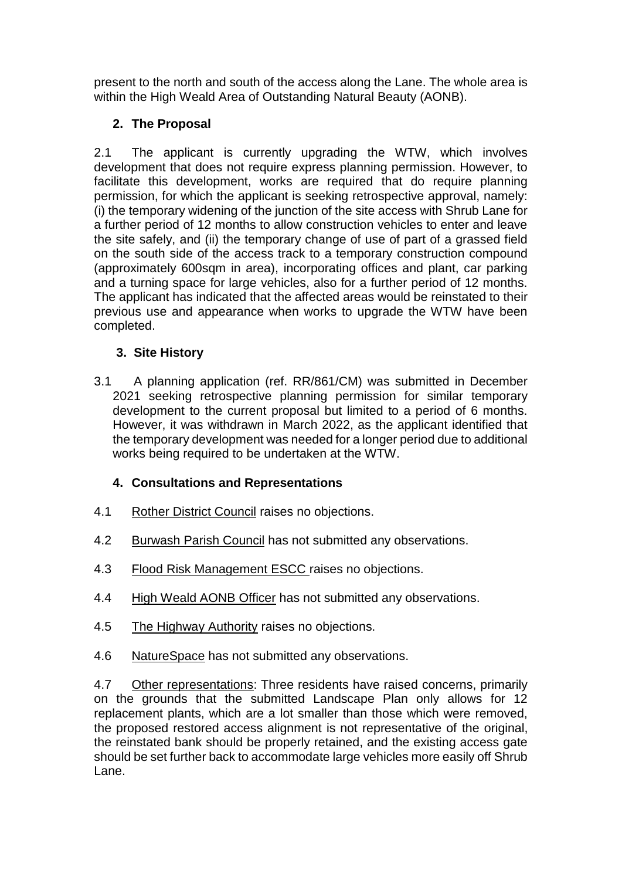present to the north and south of the access along the Lane. The whole area is within the High Weald Area of Outstanding Natural Beauty (AONB).

## 2. The Proposal

2.1 The applicant is currently upgrading the WTW, which involves development that does not require express planning permission. However, to facilitate this development, works are required that do require planning permission, for which the applicant is seeking retrospective approval, namely: (i) the temporary widening of the junction of the site access with Shrub Lane for a further period of 12 months to allow construction vehicles to enter and leave the site safely, and (ii) the temporary change of use of part of a grassed field on the south side of the access track to a temporary construction compound (approximately 600sqm in area), incorporating offices and plant, car parking and a turning space for large vehicles, also for a further period of 12 months. The applicant has indicated that the affected areas would be reinstated to their previous use and appearance when works to upgrade the WTW have been completed.

## 3. Site History

3.1 A planning application (ref. RR/861/CM) was submitted in December 2021 seeking retrospective planning permission for similar temporary development to the current proposal but limited to a period of 6 months. However, it was withdrawn in March 2022, as the applicant identified that the temporary development was needed for a longer period due to additional works being required to be undertaken at the WTW.

## 4. Consultations and Representations

4.1 Rother District Council raises no objections.

4.2 Burwash Parish Council has not submitted any observations.

4.3 Flood Risk Management ESCC raises no objections.

4.4 High Weald AONB Officer has not submitted any observations.

4.5 The Highway Authority raises no objections.

4.6 NatureSpace has not submitted any observations.

4.7 Other representations: Three residents have raised concerns, primarily on the grounds that the submitted Landscape Plan only allows for 12 replacement plants, which are a lot smaller than those which were removed, the proposed restored access alignment is not representative of the original, the reinstated bank should be properly retained, and the existing access gate should be set further back to accommodate large vehicles more easily off Shrub Lane.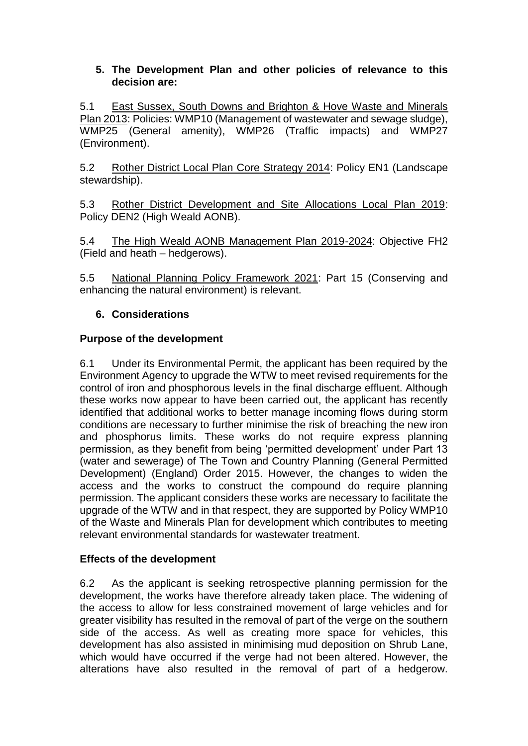## 5. The Development Plan and other policies of relevance to this decision are:

5.1 East Sussex, South Downs and Brighton & Hove Waste and Minerals Plan 2013: Policies: WMP10 (Management of wastewater and sewage sludge), WMP25 (General amenity), WMP26 (Traffic impacts) and WMP27 (Environment).

5.2 Rother District Local Plan Core Strategy 2014: Policy EN1 (Landscape stewardship).

5.3 Rother District Development and Site Allocations Local Plan 2019: Policy DEN2 (High Weald AONB).

5.4 The High Weald AONB Management Plan 2019-2024: Objective FH2 (Field and heath – hedgerows).

5.5 National Planning Policy Framework 2021: Part 15 (Conserving and enhancing the natural environment) is relevant.

## 6. Considerations

### Purpose of the development

6.1 Under its Environmental Permit, the applicant has been required by the Environment Agency to upgrade the WTW to meet revised requirements for the control of iron and phosphorous levels in the final discharge effluent. Although these works now appear to have been carried out, the applicant has recently identified that additional works to better manage incoming flows during storm conditions are necessary to further minimise the risk of breaching the new iron and phosphorus limits. These works do not require express planning permission, as they benefit from being 'permitted development' under Part 13 (water and sewerage) of The Town and Country Planning (General Permitted Development) (England) Order 2015. However, the changes to widen the access and the works to construct the compound do require planning permission. The applicant considers these works are necessary to facilitate the upgrade of the WTW and in that respect, they are supported by Policy WMP10 of the Waste and Minerals Plan for development which contributes to meeting relevant environmental standards for wastewater treatment.

### Effects of the development

6.2 As the applicant is seeking retrospective planning permission for the development, the works have therefore already taken place. The widening of the access to allow for less constrained movement of large vehicles and for greater visibility has resulted in the removal of part of the verge on the southern side of the access. As well as creating more space for vehicles, this development has also assisted in minimising mud deposition on Shrub Lane, which would have occurred if the verge had not been altered. However, the alterations have also resulted in the removal of part of a hedgerow.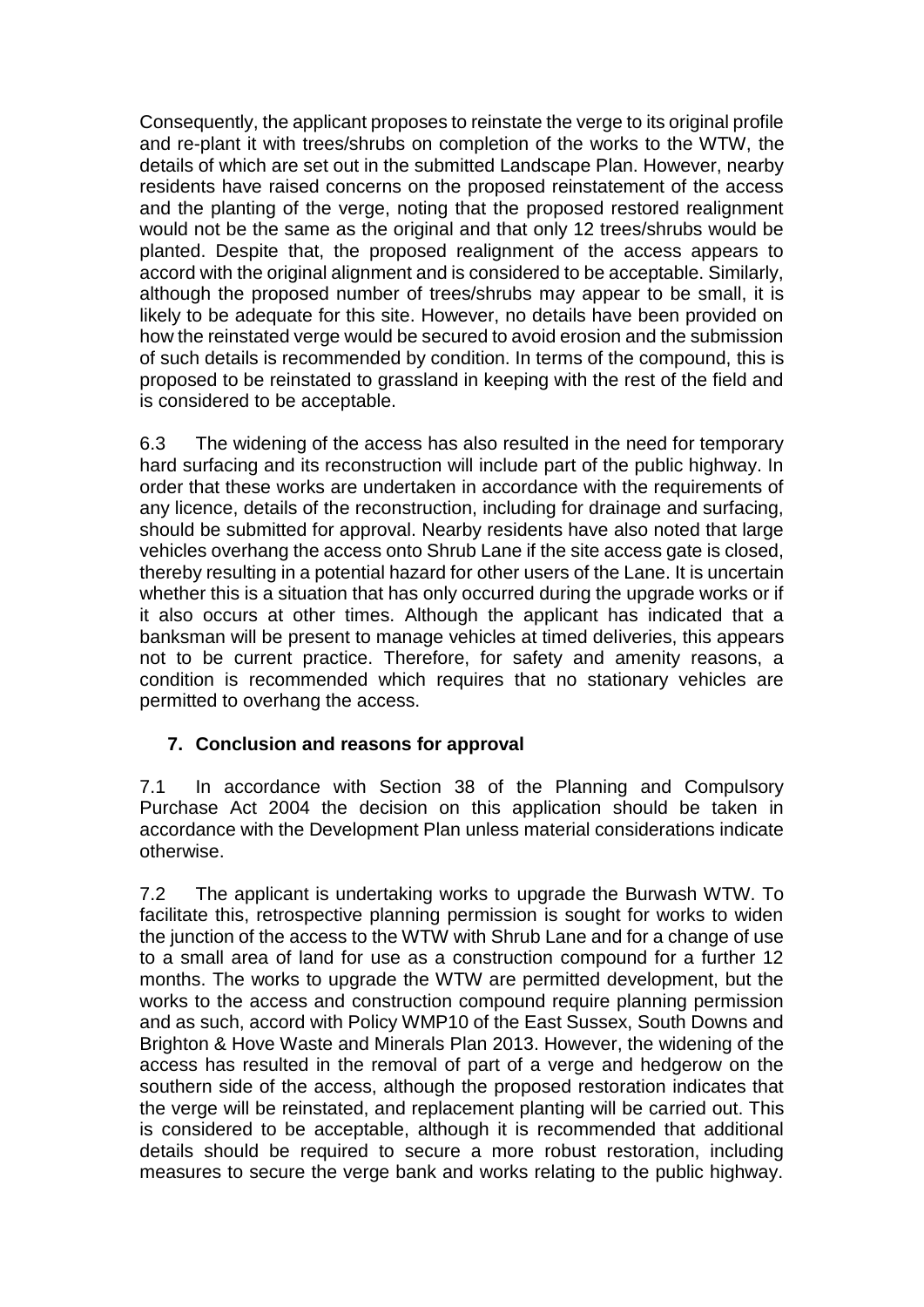Consequently, the applicant proposes to reinstate the verge to its original profile and re-plant it with trees/shrubs on completion of the works to the WTW, the details of which are set out in the submitted Landscape Plan. However, nearby residents have raised concerns on the proposed reinstatement of the access and the planting of the verge, noting that the proposed restored realignment would not be the same as the original and that only 12 trees/shrubs would be planted. Despite that, the proposed realignment of the access appears to accord with the original alignment and is considered to be acceptable. Similarly, although the proposed number of trees/shrubs may appear to be small, it is likely to be adequate for this site. However, no details have been provided on how the reinstated verge would be secured to avoid erosion and the submission of such details is recommended by condition. In terms of the compound, this is proposed to be reinstated to grassland in keeping with the rest of the field and is considered to be acceptable.

6.3 The widening of the access has also resulted in the need for temporary hard surfacing and its reconstruction will include part of the public highway. In order that these works are undertaken in accordance with the requirements of any licence, details of the reconstruction, including for drainage and surfacing, should be submitted for approval. Nearby residents have also noted that large vehicles overhang the access onto Shrub Lane if the site access gate is closed, thereby resulting in a potential hazard for other users of the Lane. It is uncertain whether this is a situation that has only occurred during the upgrade works or if it also occurs at other times. Although the applicant has indicated that a banksman will be present to manage vehicles at timed deliveries, this appears not to be current practice. Therefore, for safety and amenity reasons, a condition is recommended which requires that no stationary vehicles are permitted to overhang the access.

## 7. Conclusion and reasons for approval

7.1 In accordance with Section 38 of the Planning and Compulsory Purchase Act 2004 the decision on this application should be taken in accordance with the Development Plan unless material considerations indicate otherwise.

7.2 The applicant is undertaking works to upgrade the Burwash WTW. To facilitate this, retrospective planning permission is sought for works to widen the junction of the access to the WTW with Shrub Lane and for a change of use to a small area of land for use as a construction compound for a further 12 months. The works to upgrade the WTW are permitted development, but the works to the access and construction compound require planning permission and as such, accord with Policy WMP10 of the East Sussex, South Downs and Brighton & Hove Waste and Minerals Plan 2013. However, the widening of the access has resulted in the removal of part of a verge and hedgerow on the southern side of the access, although the proposed restoration indicates that the verge will be reinstated, and replacement planting will be carried out. This is considered to be acceptable, although it is recommended that additional details should be required to secure a more robust restoration, including measures to secure the verge bank and works relating to the public highway.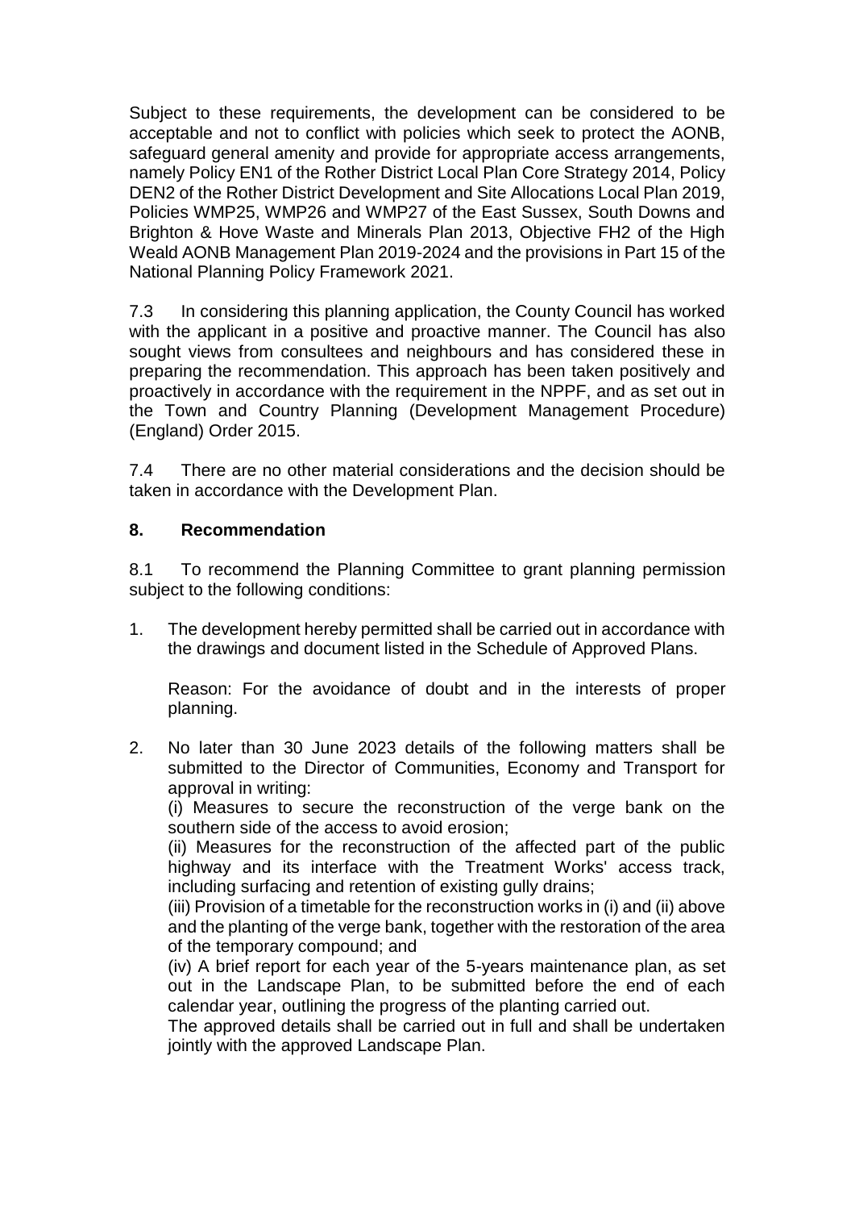Subject to these requirements, the development can be considered to be acceptable and not to conflict with policies which seek to protect the AONB, safeguard general amenity and provide for appropriate access arrangements, namely Policy EN1 of the Rother District Local Plan Core Strategy 2014, Policy DEN2 of the Rother District Development and Site Allocations Local Plan 2019, Policies WMP25, WMP26 and WMP27 of the East Sussex, South Downs and Brighton & Hove Waste and Minerals Plan 2013, Objective FH2 of the High Weald AONB Management Plan 2019-2024 and the provisions in Part 15 of the National Planning Policy Framework 2021.

7.3 In considering this planning application, the County Council has worked with the applicant in a positive and proactive manner. The Council has also sought views from consultees and neighbours and has considered these in preparing the recommendation. This approach has been taken positively and proactively in accordance with the requirement in the NPPF, and as set out in the Town and Country Planning (Development Management Procedure) (England) Order 2015.

7.4 There are no other material considerations and the decision should be taken in accordance with the Development Plan.

## 8. Recommendation

8.1 To recommend the Planning Committee to grant planning permission subject to the following conditions:

1. The development hereby permitted shall be carried out in accordance with the drawings and document listed in the Schedule of Approved Plans.

   Reason: For the avoidance of doubt and in the interests of proper planning.

2. No later than 30 June 2023 details of the following matters shall be submitted to the Director of Communities, Economy and Transport for approval in writing:

   (i) Measures to secure the reconstruction of the verge bank on the southern side of the access to avoid erosion;

   (ii) Measures for the reconstruction of the affected part of the public highway and its interface with the Treatment Works' access track, including surfacing and retention of existing gully drains;

   (iii) Provision of a timetable for the reconstruction works in (i) and (ii) above and the planting of the verge bank, together with the restoration of the area of the temporary compound; and

   (iv) A brief report for each year of the 5-years maintenance plan, as set out in the Landscape Plan, to be submitted before the end of each calendar year, outlining the progress of the planting carried out.

   The approved details shall be carried out in full and shall be undertaken jointly with the approved Landscape Plan.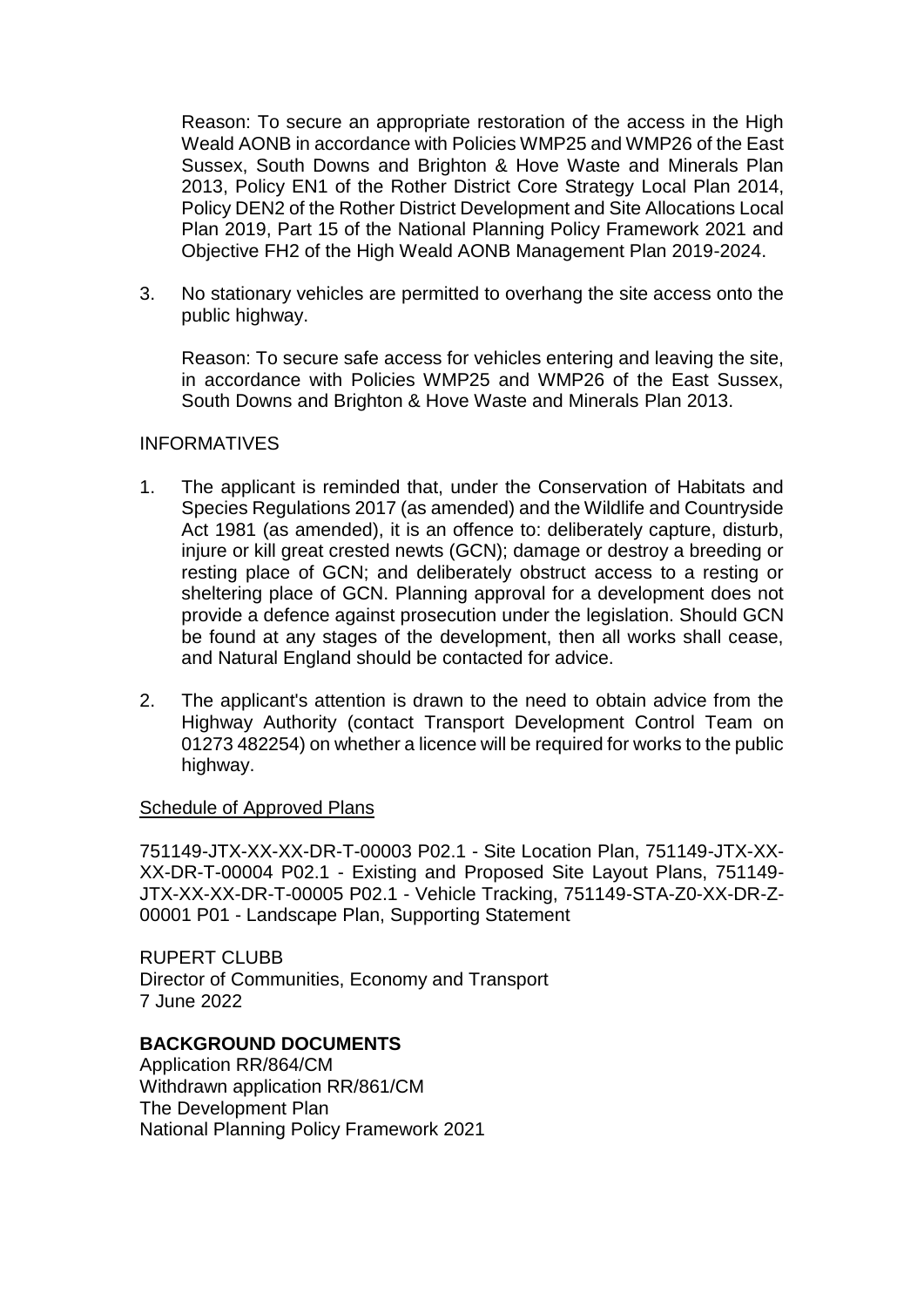Reason: To secure an appropriate restoration of the access in the High Weald AONB in accordance with Policies WMP25 and WMP26 of the East Sussex, South Downs and Brighton & Hove Waste and Minerals Plan 2013, Policy EN1 of the Rother District Core Strategy Local Plan 2014, Policy DEN2 of the Rother District Development and Site Allocations Local Plan 2019, Part 15 of the National Planning Policy Framework 2021 and Objective FH2 of the High Weald AONB Management Plan 2019-2024.

3. No stationary vehicles are permitted to overhang the site access onto the public highway.

   Reason: To secure safe access for vehicles entering and leaving the site, in accordance with Policies WMP25 and WMP26 of the East Sussex, South Downs and Brighton & Hove Waste and Minerals Plan 2013.

INFORMATIVES

1. The applicant is reminded that, under the Conservation of Habitats and Species Regulations 2017 (as amended) and the Wildlife and Countryside Act 1981 (as amended), it is an offence to: deliberately capture, disturb, injure or kill great crested newts (GCN); damage or destroy a breeding or resting place of GCN; and deliberately obstruct access to a resting or sheltering place of GCN. Planning approval for a development does not provide a defence against prosecution under the legislation. Should GCN be found at any stages of the development, then all works shall cease, and Natural England should be contacted for advice.

2. The applicant's attention is drawn to the need to obtain advice from the Highway Authority (contact Transport Development Control Team on 01273 482254) on whether a licence will be required for works to the public highway.

<u>Schedule of Approved Plans</u>

751149-JTX-XX-XX-DR-T-00003 P02.1 - Site Location Plan, 751149-JTX-XX-XX-DR-T-00004 P02.1 - Existing and Proposed Site Layout Plans, 751149-JTX-XX-XX-DR-T-00005 P02.1 - Vehicle Tracking, 751149-STA-Z0-XX-DR-Z-00001 P01 - Landscape Plan, Supporting Statement

RUPERT CLUBB
Director of Communities, Economy and Transport
7 June 2022

**BACKGROUND DOCUMENTS**
Application RR/864/CM
Withdrawn application RR/861/CM
The Development Plan
National Planning Policy Framework 2021